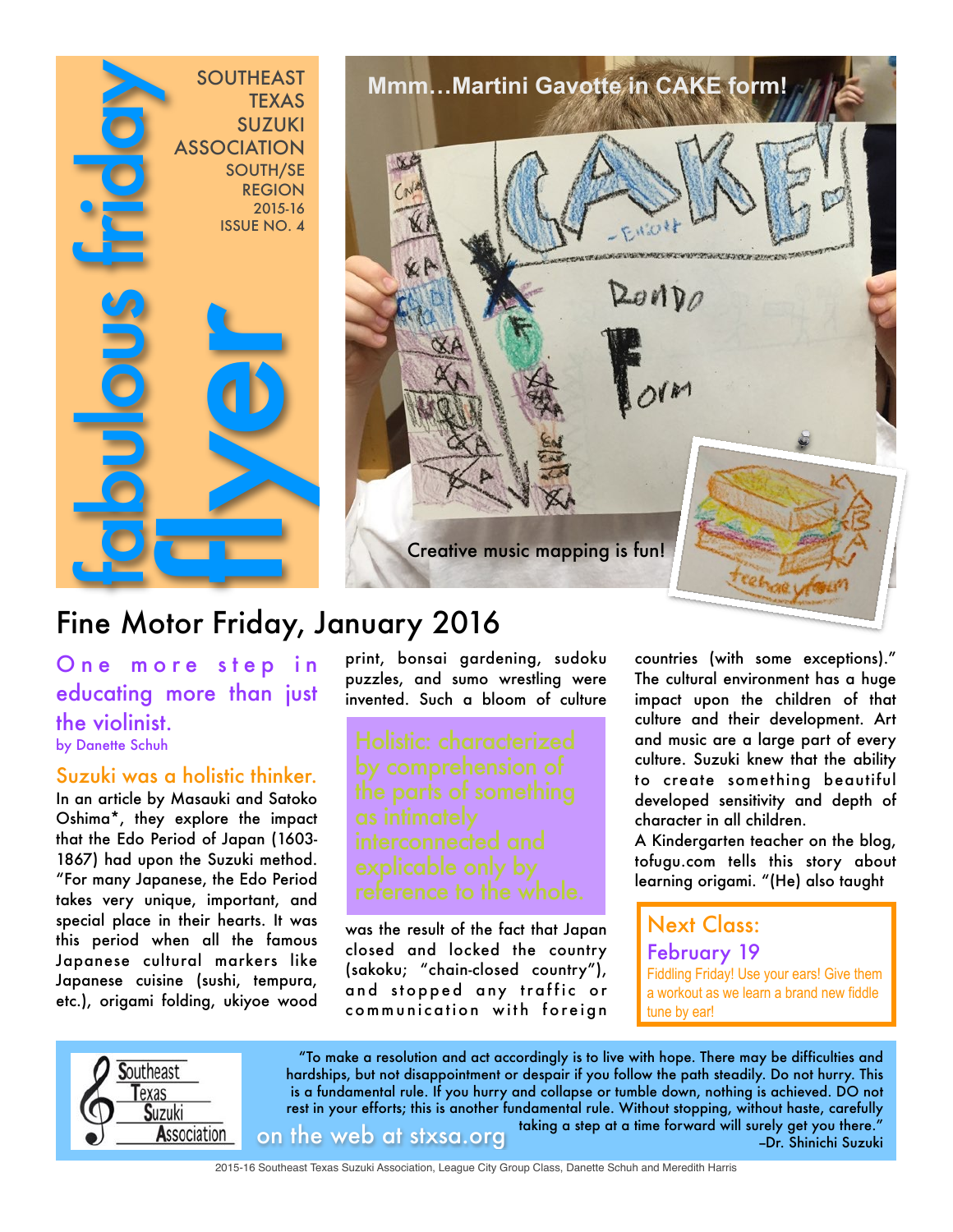# fabulous friday flyer

SOUTHEAST TEXAS SUZUKI ASSOCIATION
SOUTH/SE REGION
2015-16
ISSUE NO. 4

Mmm…Martini Gavotte in CAKE form!

Creative music mapping is fun!

## Fine Motor Friday, January 2016

### One more step in educating more than just the violinist.

by Danette Schuh

### Suzuki was a holistic thinker.

In an article by Masauki and Satoko Oshima*, they explore the impact that the Edo Period of Japan (1603-1867) had upon the Suzuki method. "For many Japanese, the Edo Period takes very unique, important, and special place in their hearts. It was this period when all the famous Japanese cultural markers like Japanese cuisine (sushi, tempura, etc.), origami folding, ukiyoe wood print, bonsai gardening, sudoku puzzles, and sumo wrestling were invented. Such a bloom of culture was the result of the fact that Japan closed and locked the country (sakoku; "chain-closed country"), and stopped any traffic or communication with foreign countries (with some exceptions)." The cultural environment has a huge impact upon the children of that culture and their development. Art and music are a large part of every culture. Suzuki knew that the ability to create something beautiful developed sensitivity and depth of character in all children.

> Holistic: characterized by comprehension of the parts of something as intimately interconnected and explicable only by reference to the whole.

A Kindergarten teacher on the blog, tofugu.com tells this story about learning origami. "(He) also taught

### Next Class: February 19

Fiddling Friday! Use your ears! Give them a workout as we learn a brand new fiddle tune by ear!

Southeast Texas Suzuki Association

on the web at stxsa.org

"To make a resolution and act accordingly is to live with hope. There may be difficulties and hardships, but not disappointment or despair if you follow the path steadily. Do not hurry. This is a fundamental rule. If you hurry and collapse or tumble down, nothing is achieved. DO not rest in your efforts; this is another fundamental rule. Without stopping, without haste, carefully taking a step at a time forward will surely get you there."
–Dr. Shinichi Suzuki

2015-16 Southeast Texas Suzuki Association, League City Group Class, Danette Schuh and Meredith Harris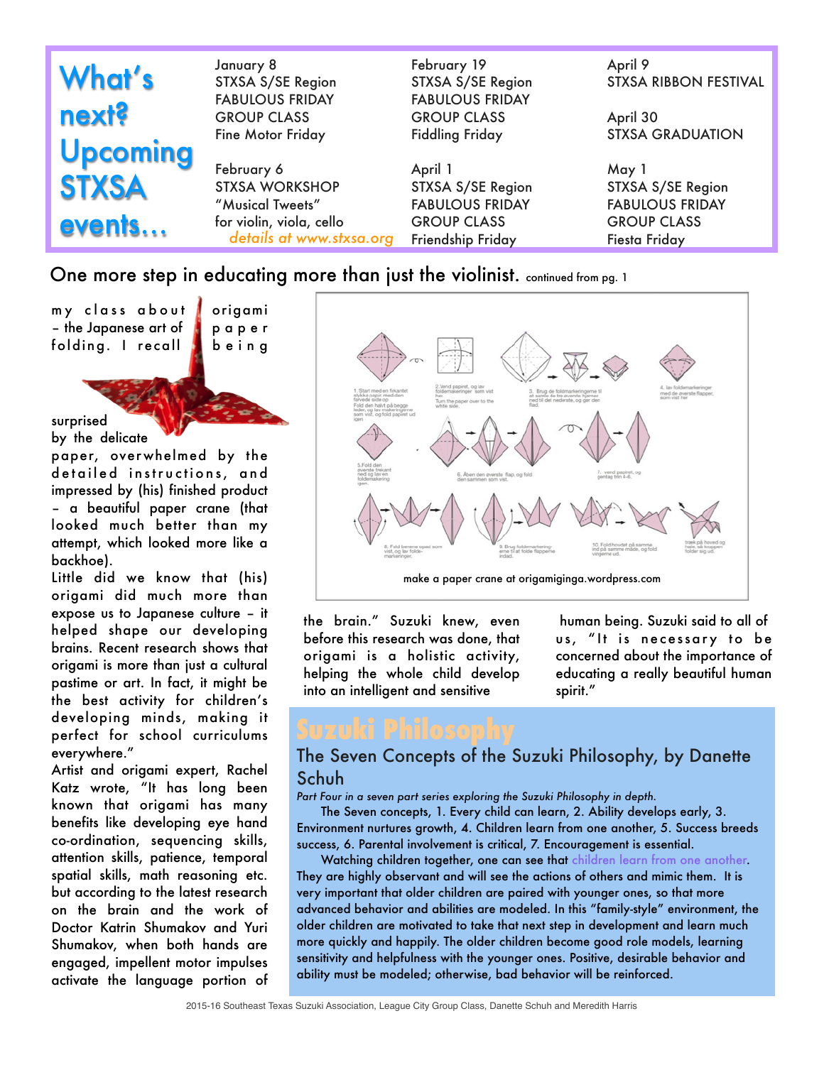# What's next? Upcoming STXSA events...

January 8
STXSA S/SE Region
FABULOUS FRIDAY
GROUP CLASS
Fine Motor Friday

February 6
STXSA WORKSHOP
"Musical Tweets"
for violin, viola, cello
*details at www.stxsa.org*

February 19
STXSA S/SE Region
FABULOUS FRIDAY
GROUP CLASS
Fiddling Friday

April 1
STXSA S/SE Region
FABULOUS FRIDAY
GROUP CLASS
Friendship Friday

April 9
STXSA RIBBON FESTIVAL

April 30
STXSA GRADUATION

May 1
STXSA S/SE Region
FABULOUS FRIDAY
GROUP CLASS
Fiesta Friday

## One more step in educating more than just the violinist. continued from pg. 1

my class about origami – the Japanese art of paper folding. I recall being surprised by the delicate paper, overwhelmed by the detailed instructions, and impressed by (his) finished product – a beautiful paper crane (that looked much better than my attempt, which looked more like a backhoe).

Little did we know that (his) origami did much more than expose us to Japanese culture – it helped shape our developing brains. Recent research shows that origami is more than just a cultural pastime or art. In fact, it might be the best activity for children's developing minds, making it perfect for school curriculums everywhere."

Artist and origami expert, Rachel Katz wrote, "It has long been known that origami has many benefits like developing eye hand co-ordination, sequencing skills, attention skills, patience, temporal spatial skills, math reasoning etc. but according to the latest research on the brain and the work of Doctor Katrin Shumakov and Yuri Shumakov, when both hands are engaged, impellent motor impulses activate the language portion of the brain." Suzuki knew, even before this research was done, that origami is a holistic activity, helping the whole child develop into an intelligent and sensitive human being. Suzuki said to all of us, "It is necessary to be concerned about the importance of educating a really beautiful human spirit."

make a paper crane at origamiginga.wordpress.com

## Suzuki Philosophy

### The Seven Concepts of the Suzuki Philosophy, by Danette Schuh

*Part Four in a seven part series exploring the Suzuki Philosophy in depth.*

The Seven concepts, 1. Every child can learn, 2. Ability develops early, 3. Environment nurtures growth, 4. Children learn from one another, 5. Success breeds success, 6. Parental involvement is critical, 7. Encouragement is essential.

Watching children together, one can see that children learn from one another. They are highly observant and will see the actions of others and mimic them. It is very important that older children are paired with younger ones, so that more advanced behavior and abilities are modeled. In this "family-style" environment, the older children are motivated to take that next step in development and learn much more quickly and happily. The older children become good role models, learning sensitivity and helpfulness with the younger ones. Positive, desirable behavior and ability must be modeled; otherwise, bad behavior will be reinforced.

2015-16 Southeast Texas Suzuki Association, League City Group Class, Danette Schuh and Meredith Harris